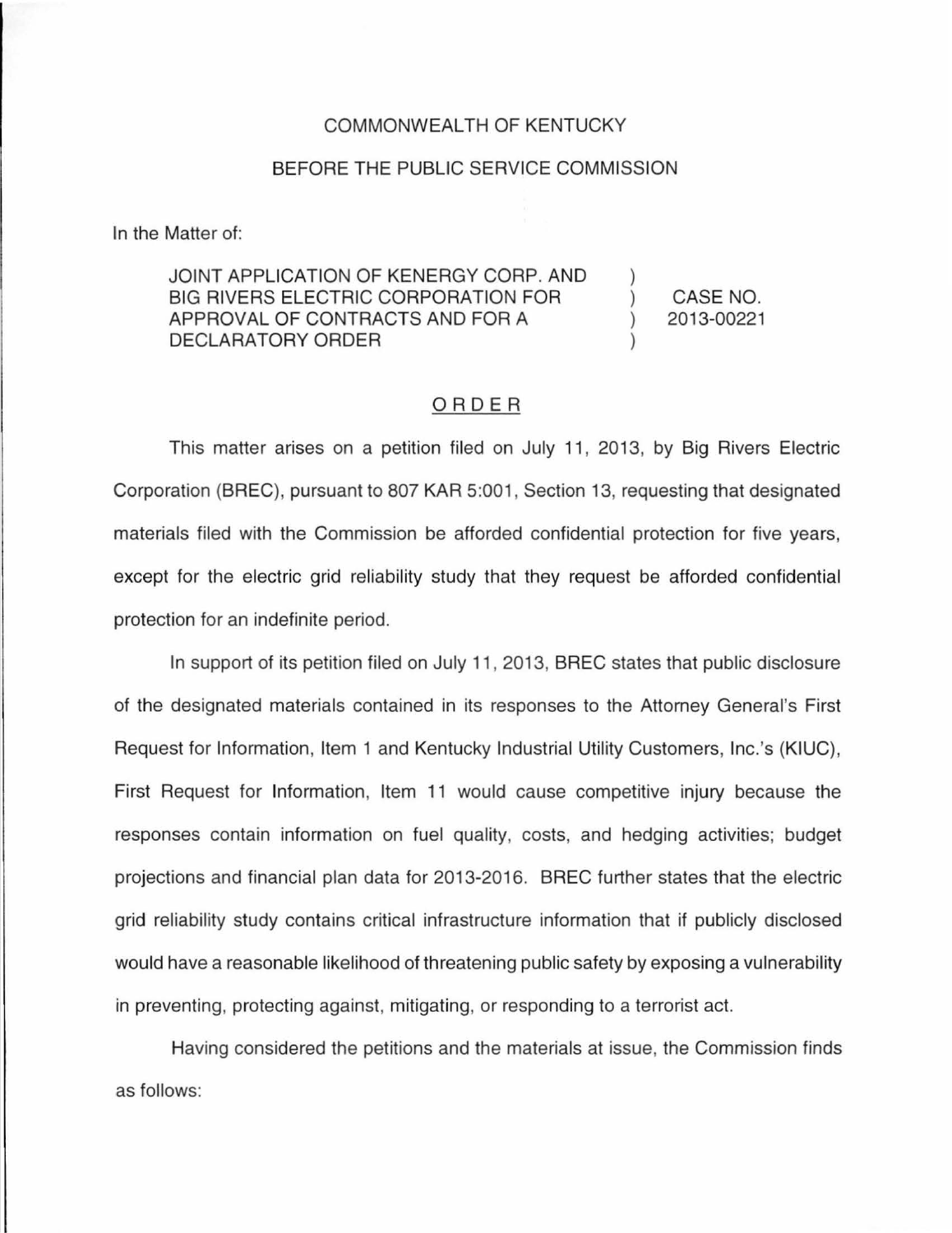COMMONWEALTH OF KENTUCKY

BEFORE THE PUBLIC SERVICE COMMISSION

In the Matter of:

| | | |
|---|---|---|
| JOINT APPLICATION OF KENERGY CORP. AND BIG RIVERS ELECTRIC CORPORATION FOR APPROVAL OF CONTRACTS AND FOR A DECLARATORY ORDER | ) ) ) ) | CASE NO. 2013-00221 |

## ORDER

This matter arises on a petition filed on July 11, 2013, by Big Rivers Electric Corporation (BREC), pursuant to 807 KAR 5:001, Section 13, requesting that designated materials filed with the Commission be afforded confidential protection for five years, except for the electric grid reliability study that they request be afforded confidential protection for an indefinite period.

In support of its petition filed on July 11, 2013, BREC states that public disclosure of the designated materials contained in its responses to the Attorney General's First Request for Information, Item 1 and Kentucky Industrial Utility Customers, Inc.'s (KIUC), First Request for Information, Item 11 would cause competitive injury because the responses contain information on fuel quality, costs, and hedging activities; budget projections and financial plan data for 2013-2016. BREC further states that the electric grid reliability study contains critical infrastructure information that if publicly disclosed would have a reasonable likelihood of threatening public safety by exposing a vulnerability in preventing, protecting against, mitigating, or responding to a terrorist act.

Having considered the petitions and the materials at issue, the Commission finds as follows: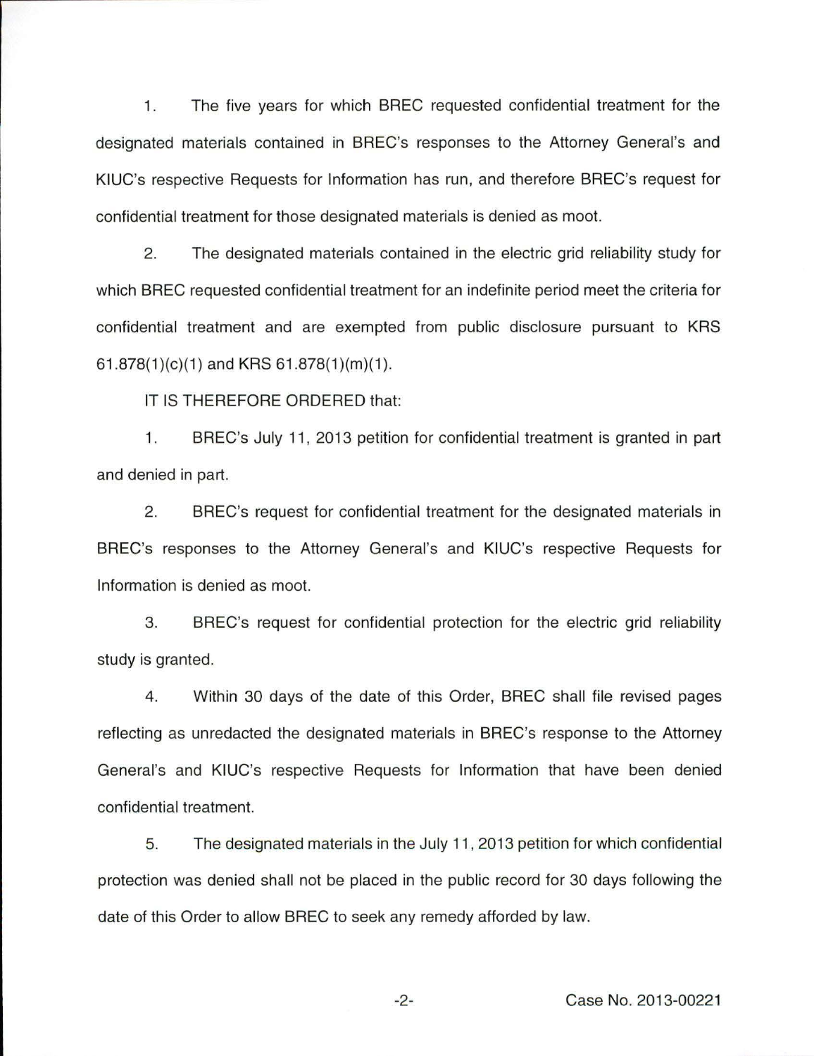1. The five years for which BREC requested confidential treatment for the designated materials contained in BREC's responses to the Attorney General's and KIUC's respective Requests for Information has run, and therefore BREC's request for confidential treatment for those designated materials is denied as moot.

2. The designated materials contained in the electric grid reliability study for which BREC requested confidential treatment for an indefinite period meet the criteria for confidential treatment and are exempted from public disclosure pursuant to KRS 61.878(1)(c)(1) and KRS 61.878(1)(m)(1).

IT IS THEREFORE ORDERED that:

1. BREC's July 11, 2013 petition for confidential treatment is granted in part and denied in part.

2. BREC's request for confidential treatment for the designated materials in BREC's responses to the Attorney General's and KIUC's respective Requests for Information is denied as moot.

3. BREC's request for confidential protection for the electric grid reliability study is granted.

4. Within 30 days of the date of this Order, BREC shall file revised pages reflecting as unredacted the designated materials in BREC's response to the Attorney General's and KIUC's respective Requests for Information that have been denied confidential treatment.

5. The designated materials in the July 11, 2013 petition for which confidential protection was denied shall not be placed in the public record for 30 days following the date of this Order to allow BREC to seek any remedy afforded by law.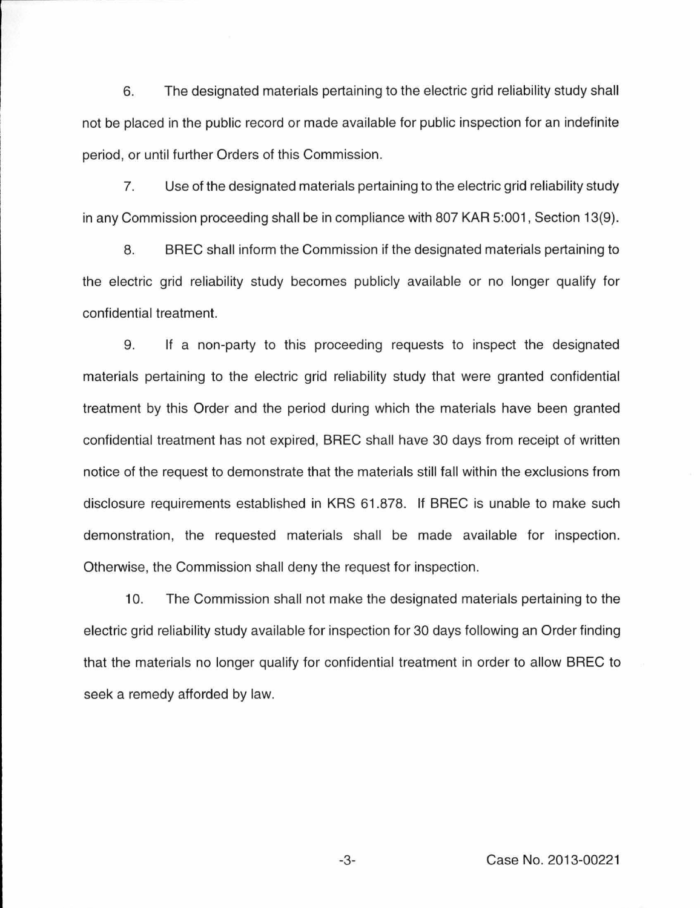6. The designated materials pertaining to the electric grid reliability study shall not be placed in the public record or made available for public inspection for an indefinite period, or until further Orders of this Commission.

7. Use of the designated materials pertaining to the electric grid reliability study in any Commission proceeding shall be in compliance with 807 KAR 5:001, Section 13(9).

8. BREC shall inform the Commission if the designated materials pertaining to the electric grid reliability study becomes publicly available or no longer qualify for confidential treatment.

9. If a non-party to this proceeding requests to inspect the designated materials pertaining to the electric grid reliability study that were granted confidential treatment by this Order and the period during which the materials have been granted confidential treatment has not expired, BREC shall have 30 days from receipt of written notice of the request to demonstrate that the materials still fall within the exclusions from disclosure requirements established in KRS 61.878. If BREC is unable to make such demonstration, the requested materials shall be made available for inspection. Otherwise, the Commission shall deny the request for inspection.

10. The Commission shall not make the designated materials pertaining to the electric grid reliability study available for inspection for 30 days following an Order finding that the materials no longer qualify for confidential treatment in order to allow BREC to seek a remedy afforded by law.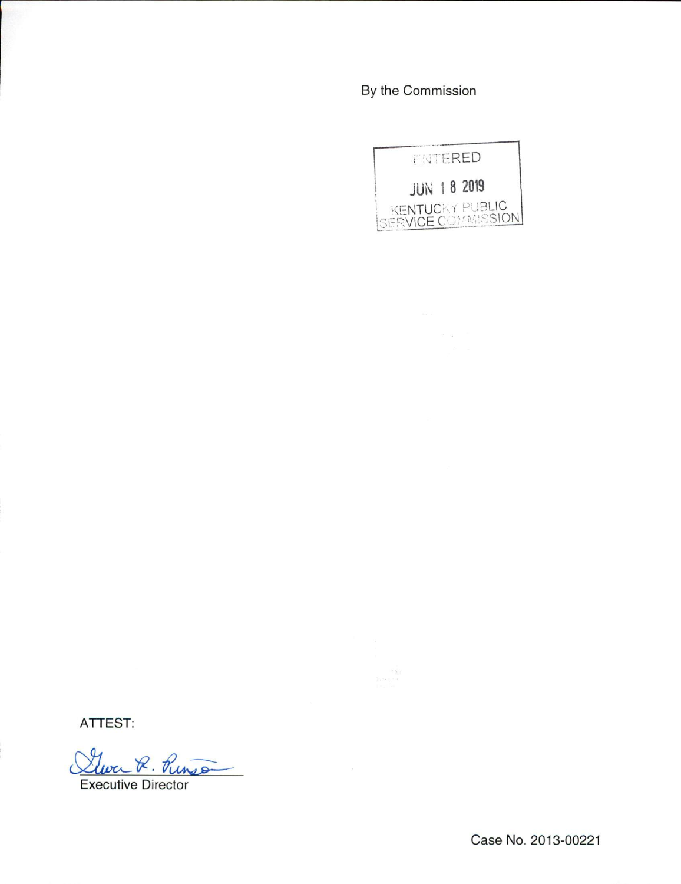By the Commission

ENTERED

JUN 18 2019

KENTUCKY PUBLIC SERVICE COMMISSION

ATTEST:

Gwen R. Pinson

Executive Director

Case No. 2013-00221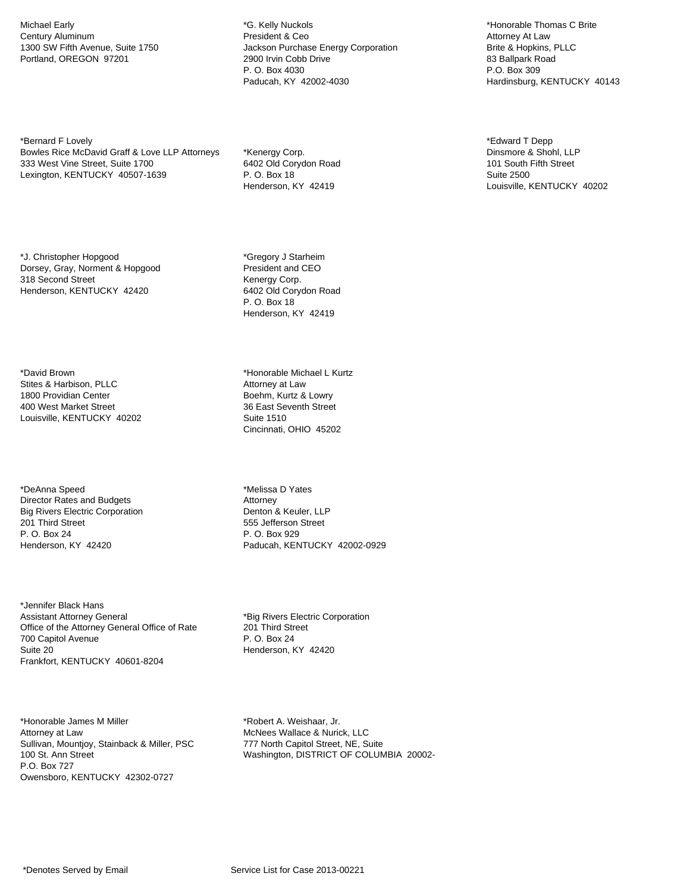Michael Early
Century Aluminum
1300 SW Fifth Avenue, Suite 1750
Portland, OREGON 97201

*G. Kelly Nuckols
President & Ceo
Jackson Purchase Energy Corporation
2900 Irvin Cobb Drive
P. O. Box 4030
Paducah, KY 42002-4030

*Honorable Thomas C Brite
Attorney At Law
Brite & Hopkins, PLLC
83 Ballpark Road
P.O. Box 309
Hardinsburg, KENTUCKY 40143

*Bernard F Lovely
Bowles Rice McDavid Graff & Love LLP Attorneys
333 West Vine Street, Suite 1700
Lexington, KENTUCKY 40507-1639

*Kenergy Corp.
6402 Old Corydon Road
P. O. Box 18
Henderson, KY 42419

*Edward T Depp
Dinsmore & Shohl, LLP
101 South Fifth Street
Suite 2500
Louisville, KENTUCKY 40202

*J. Christopher Hopgood
Dorsey, Gray, Norment & Hopgood
318 Second Street
Henderson, KENTUCKY 42420

*Gregory J Starheim
President and CEO
Kenergy Corp.
6402 Old Corydon Road
P. O. Box 18
Henderson, KY 42419

*David Brown
Stites & Harbison, PLLC
1800 Providian Center
400 West Market Street
Louisville, KENTUCKY 40202

*Honorable Michael L Kurtz
Attorney at Law
Boehm, Kurtz & Lowry
36 East Seventh Street
Suite 1510
Cincinnati, OHIO 45202

*DeAnna Speed
Director Rates and Budgets
Big Rivers Electric Corporation
201 Third Street
P. O. Box 24
Henderson, KY 42420

*Melissa D Yates
Attorney
Denton & Keuler, LLP
555 Jefferson Street
P. O. Box 929
Paducah, KENTUCKY 42002-0929

*Jennifer Black Hans
Assistant Attorney General
Office of the Attorney General Office of Rate
700 Capitol Avenue
Suite 20
Frankfort, KENTUCKY 40601-8204

*Big Rivers Electric Corporation
201 Third Street
P. O. Box 24
Henderson, KY 42420

*Honorable James M Miller
Attorney at Law
Sullivan, Mountjoy, Stainback & Miller, PSC
100 St. Ann Street
P.O. Box 727
Owensboro, KENTUCKY 42302-0727

*Robert A. Weishaar, Jr.
McNees Wallace & Nurick, LLC
777 North Capitol Street, NE, Suite
Washington, DISTRICT OF COLUMBIA 20002-

*Denotes Served by Email

Service List for Case 2013-00221